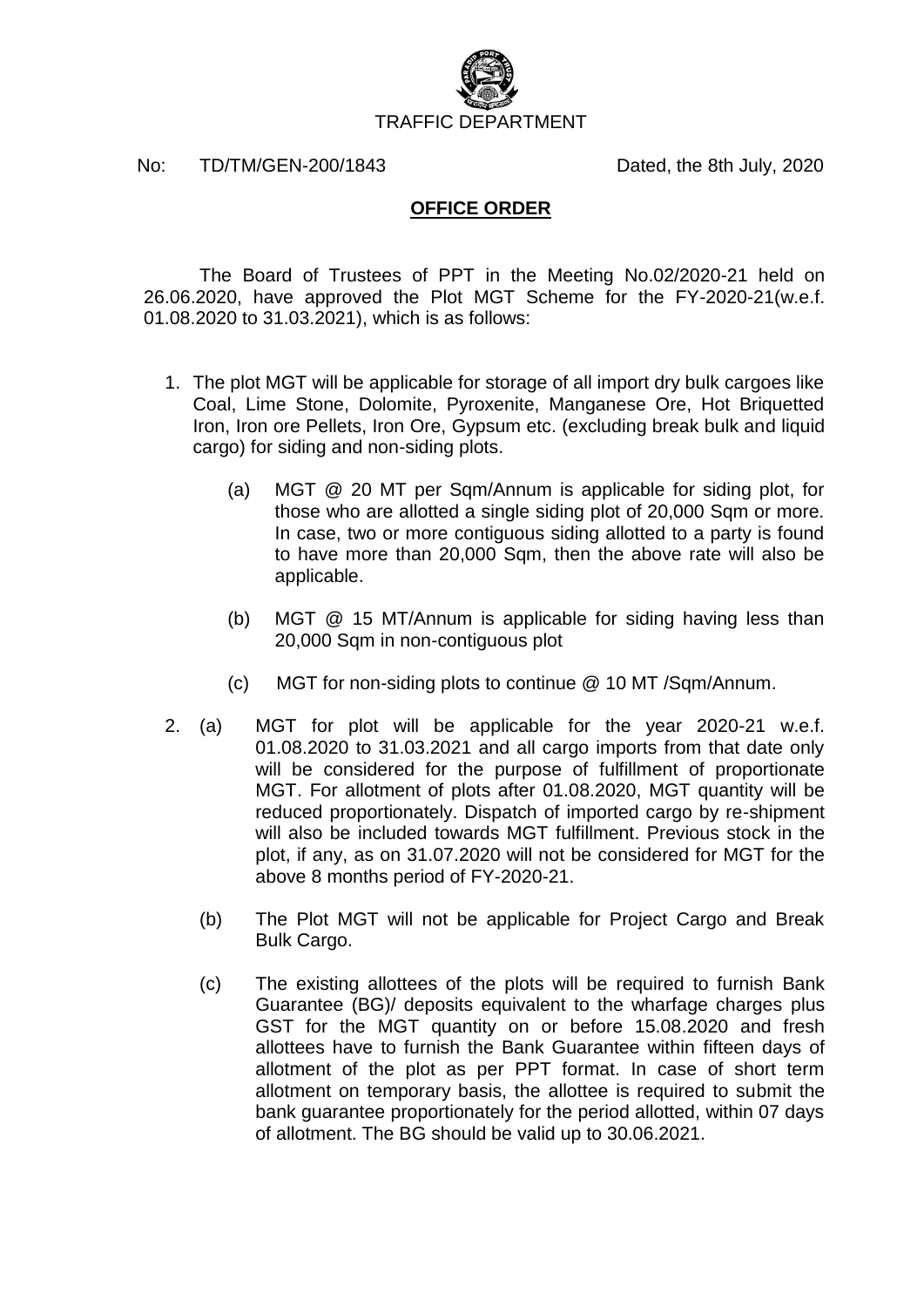TRAFFIC DEPARTMENT

No: TD/TM/GEN-200/1843 Dated, the 8th July, 2020

## **OFFICE ORDER**

The Board of Trustees of PPT in the Meeting No.02/2020-21 held on 26.06.2020, have approved the Plot MGT Scheme for the FY-2020-21(w.e.f. 01.08.2020 to 31.03.2021), which is as follows:

1. The plot MGT will be applicable for storage of all import dry bulk cargoes like Coal, Lime Stone, Dolomite, Pyroxenite, Manganese Ore, Hot Briquetted Iron, Iron ore Pellets, Iron Ore, Gypsum etc. (excluding break bulk and liquid cargo) for siding and non-siding plots.

   (a) MGT @ 20 MT per Sqm/Annum is applicable for siding plot, for those who are allotted a single siding plot of 20,000 Sqm or more. In case, two or more contiguous siding allotted to a party is found to have more than 20,000 Sqm, then the above rate will also be applicable.

   (b) MGT @ 15 MT/Annum is applicable for siding having less than 20,000 Sqm in non-contiguous plot

   (c) MGT for non-siding plots to continue @ 10 MT /Sqm/Annum.

2. (a) MGT for plot will be applicable for the year 2020-21 w.e.f. 01.08.2020 to 31.03.2021 and all cargo imports from that date only will be considered for the purpose of fulfillment of proportionate MGT. For allotment of plots after 01.08.2020, MGT quantity will be reduced proportionately. Dispatch of imported cargo by re-shipment will also be included towards MGT fulfillment. Previous stock in the plot, if any, as on 31.07.2020 will not be considered for MGT for the above 8 months period of FY-2020-21.

   (b) The Plot MGT will not be applicable for Project Cargo and Break Bulk Cargo.

   (c) The existing allottees of the plots will be required to furnish Bank Guarantee (BG)/ deposits equivalent to the wharfage charges plus GST for the MGT quantity on or before 15.08.2020 and fresh allottees have to furnish the Bank Guarantee within fifteen days of allotment of the plot as per PPT format. In case of short term allotment on temporary basis, the allottee is required to submit the bank guarantee proportionately for the period allotted, within 07 days of allotment. The BG should be valid up to 30.06.2021.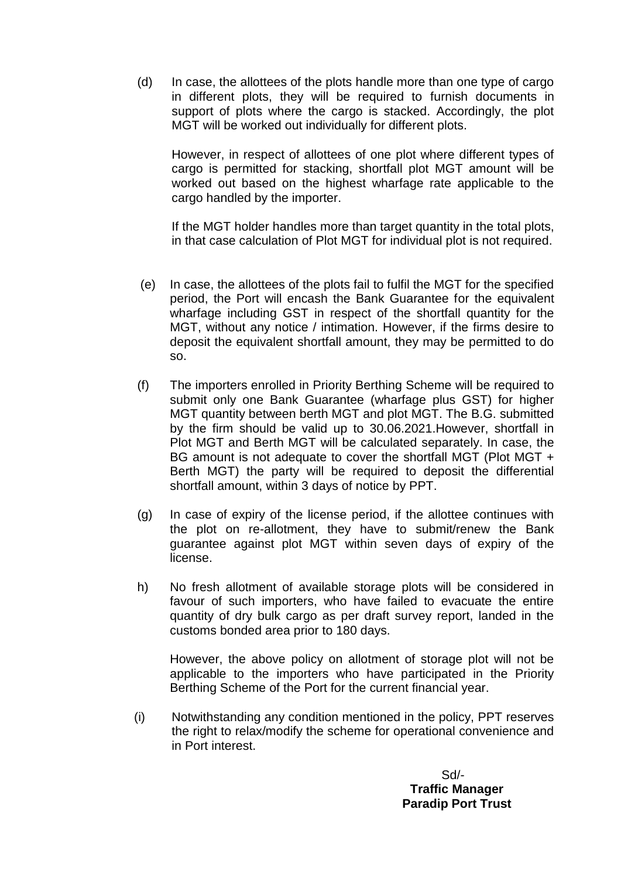(d) In case, the allottees of the plots handle more than one type of cargo in different plots, they will be required to furnish documents in support of plots where the cargo is stacked. Accordingly, the plot MGT will be worked out individually for different plots.

However, in respect of allottees of one plot where different types of cargo is permitted for stacking, shortfall plot MGT amount will be worked out based on the highest wharfage rate applicable to the cargo handled by the importer.

If the MGT holder handles more than target quantity in the total plots, in that case calculation of Plot MGT for individual plot is not required.

(e) In case, the allottees of the plots fail to fulfil the MGT for the specified period, the Port will encash the Bank Guarantee for the equivalent wharfage including GST in respect of the shortfall quantity for the MGT, without any notice / intimation. However, if the firms desire to deposit the equivalent shortfall amount, they may be permitted to do so.

(f) The importers enrolled in Priority Berthing Scheme will be required to submit only one Bank Guarantee (wharfage plus GST) for higher MGT quantity between berth MGT and plot MGT. The B.G. submitted by the firm should be valid up to 30.06.2021.However, shortfall in Plot MGT and Berth MGT will be calculated separately. In case, the BG amount is not adequate to cover the shortfall MGT (Plot MGT + Berth MGT) the party will be required to deposit the differential shortfall amount, within 3 days of notice by PPT.

(g) In case of expiry of the license period, if the allottee continues with the plot on re-allotment, they have to submit/renew the Bank guarantee against plot MGT within seven days of expiry of the license.

h) No fresh allotment of available storage plots will be considered in favour of such importers, who have failed to evacuate the entire quantity of dry bulk cargo as per draft survey report, landed in the customs bonded area prior to 180 days.

However, the above policy on allotment of storage plot will not be applicable to the importers who have participated in the Priority Berthing Scheme of the Port for the current financial year.

(i) Notwithstanding any condition mentioned in the policy, PPT reserves the right to relax/modify the scheme for operational convenience and in Port interest.

Sd/-
**Traffic Manager**
**Paradip Port Trust**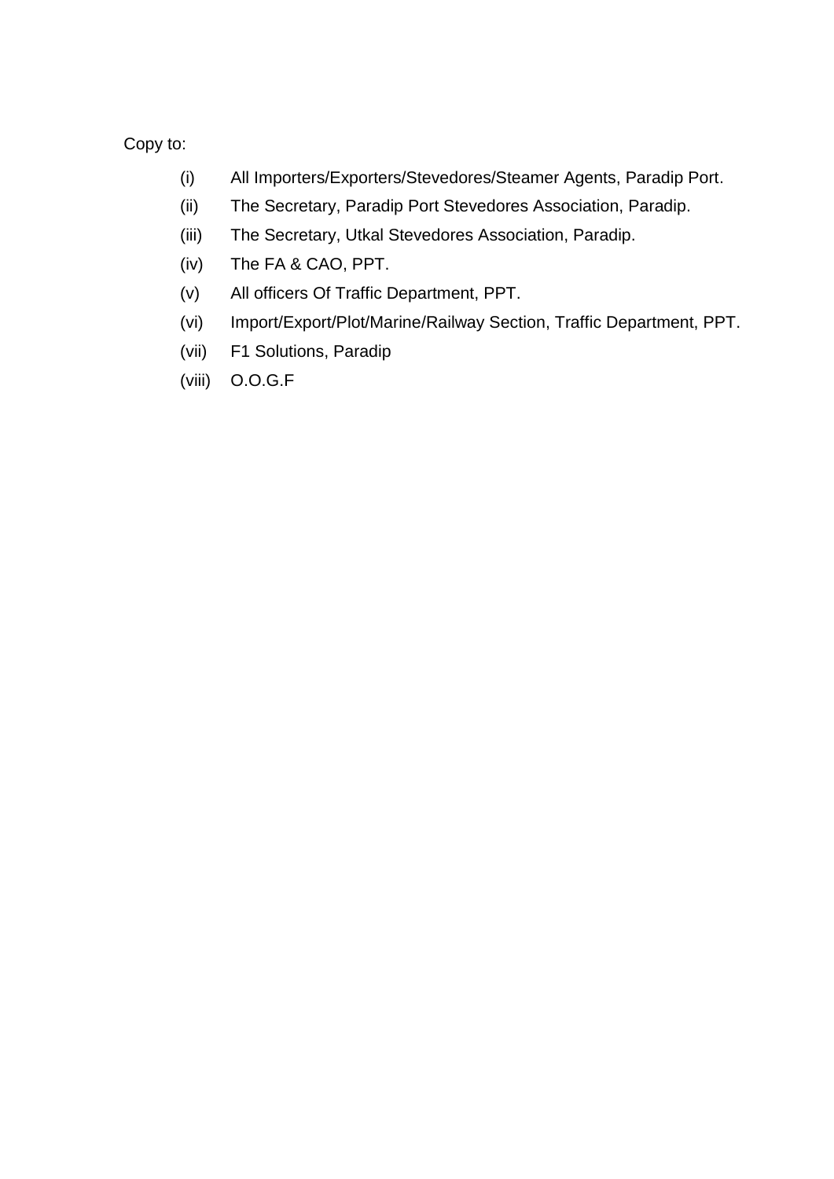Copy to:

(i) All Importers/Exporters/Stevedores/Steamer Agents, Paradip Port.

(ii) The Secretary, Paradip Port Stevedores Association, Paradip.

(iii) The Secretary, Utkal Stevedores Association, Paradip.

(iv) The FA & CAO, PPT.

(v) All officers Of Traffic Department, PPT.

(vi) Import/Export/Plot/Marine/Railway Section, Traffic Department, PPT.

(vii) F1 Solutions, Paradip

(viii) O.O.G.F